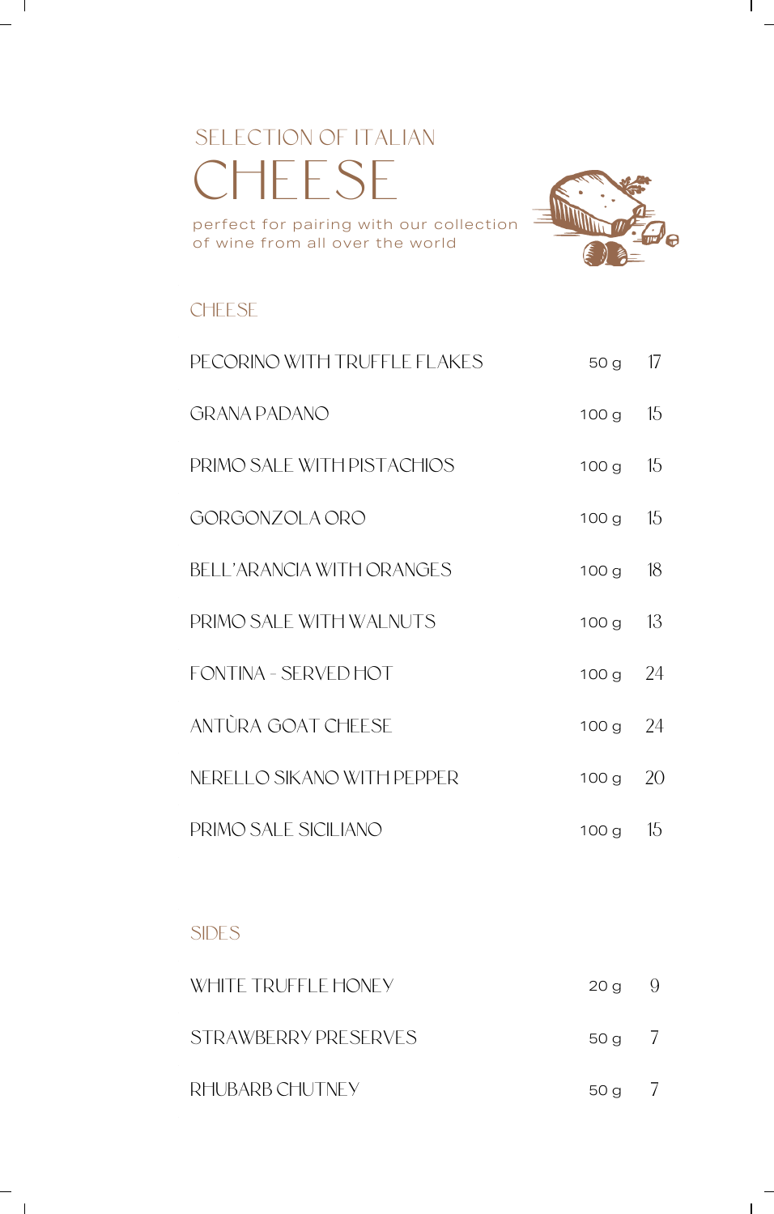SELECTION OF ITALIAN

# CHEESE

perfect for pairing with our collection of wine from all over the world

## CHEESE

| Item | Weight | Price |
|---|---|---|
| PECORINO WITH TRUFFLE FLAKES | 50 g | 17 |
| GRANA PADANO | 100 g | 15 |
| PRIMO SALE WITH PISTACHIOS | 100 g | 15 |
| GORGONZOLA ORO | 100 g | 15 |
| BELL'ARANCIA WITH ORANGES | 100 g | 18 |
| PRIMO SALE WITH WALNUTS | 100 g | 13 |
| FONTINA - SERVED HOT | 100 g | 24 |
| ANTÙRA GOAT CHEESE | 100 g | 24 |
| NERELLO SIKANO WITH PEPPER | 100 g | 20 |
| PRIMO SALE SICILIANO | 100 g | 15 |

## SIDES

| Item | Weight | Price |
|---|---|---|
| WHITE TRUFFLE HONEY | 20 g | 9 |
| STRAWBERRY PRESERVES | 50 g | 7 |
| RHUBARB CHUTNEY | 50 g | 7 |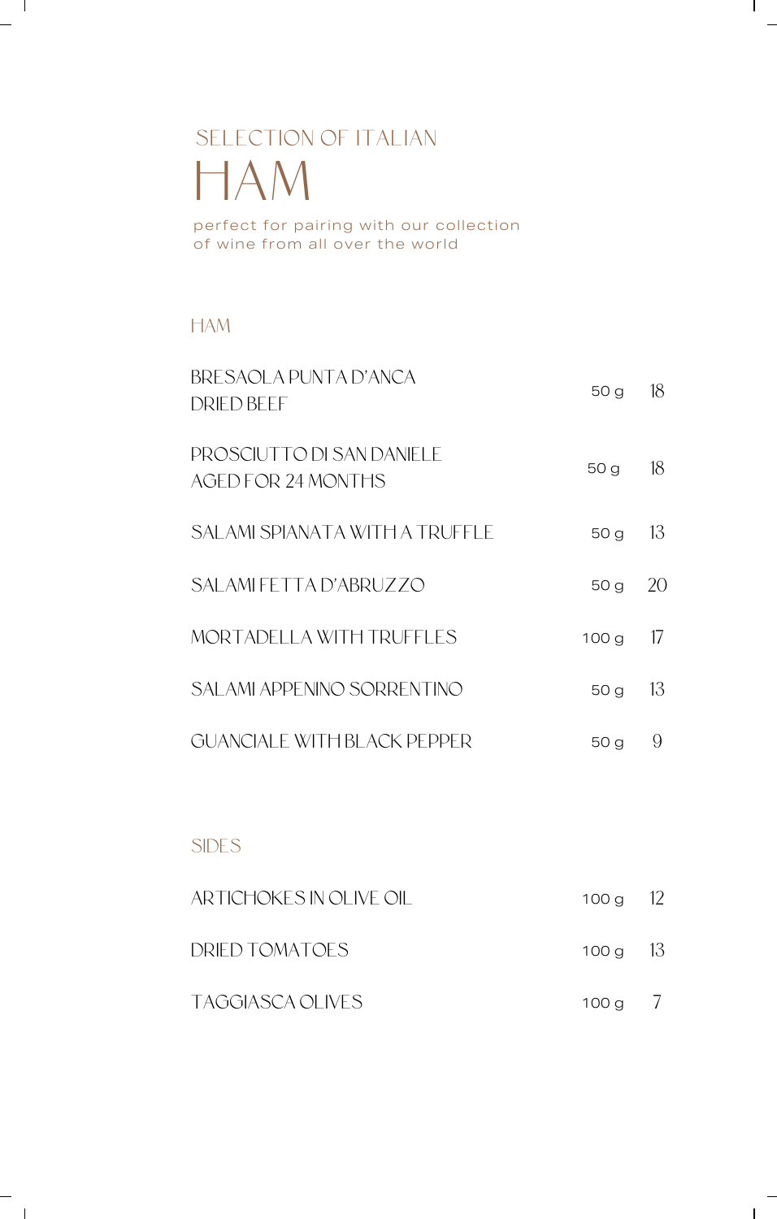SELECTION OF ITALIAN

# HAM

perfect for pairing with our collection
of wine from all over the world

## HAM

| Item | Weight | Price |
|---|---|---|
| BRESAOLA PUNTA D’ANCA<br>DRIED BEEF | 50 g | 18 |
| PROSCIUTTO DI SAN DANIELE<br>AGED FOR 24 MONTHS | 50 g | 18 |
| SALAMI SPIANATA WITH A TRUFFLE | 50 g | 13 |
| SALAMI FETTA D’ABRUZZO | 50 g | 20 |
| MORTADELLA WITH TRUFFLES | 100 g | 17 |
| SALAMI APPENINO SORRENTINO | 50 g | 13 |
| GUANCIALE WITH BLACK PEPPER | 50 g | 9 |

## SIDES

| Item | Weight | Price |
|---|---|---|
| ARTICHOKES IN OLIVE OIL | 100 g | 12 |
| DRIED TOMATOES | 100 g | 13 |
| TAGGIASCA OLIVES | 100 g | 7 |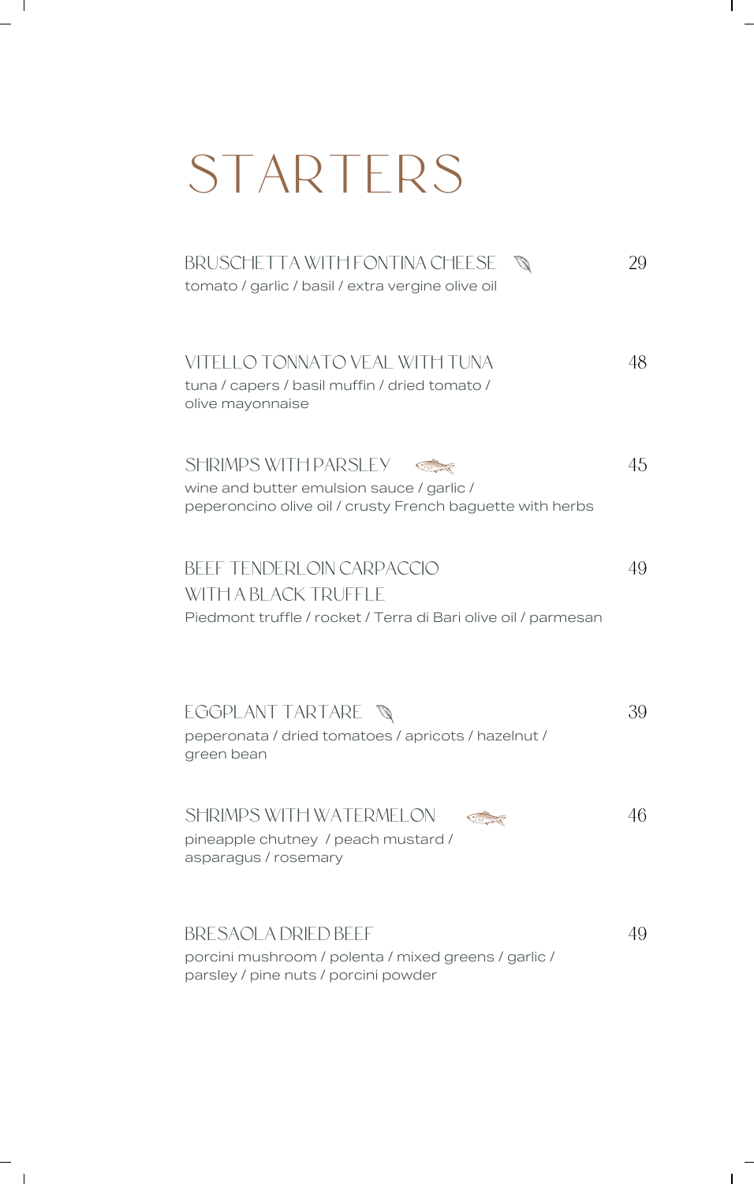# STARTERS

BRUSCHETTA WITH FONTINA CHEESE — 29
tomato / garlic / basil / extra vergine olive oil

VITELLO TONNATO VEAL WITH TUNA — 48
tuna / capers / basil muffin / dried tomato / olive mayonnaise

SHRIMPS WITH PARSLEY — 45
wine and butter emulsion sauce / garlic / peperoncino olive oil / crusty French baguette with herbs

BEEF TENDERLOIN CARPACCIO WITH A BLACK TRUFFLE — 49
Piedmont truffle / rocket / Terra di Bari olive oil / parmesan

EGGPLANT TARTARE — 39
peperonata / dried tomatoes / apricots / hazelnut / green bean

SHRIMPS WITH WATERMELON — 46
pineapple chutney / peach mustard / asparagus / rosemary

BRESAOLA DRIED BEEF — 49
porcini mushroom / polenta / mixed greens / garlic / parsley / pine nuts / porcini powder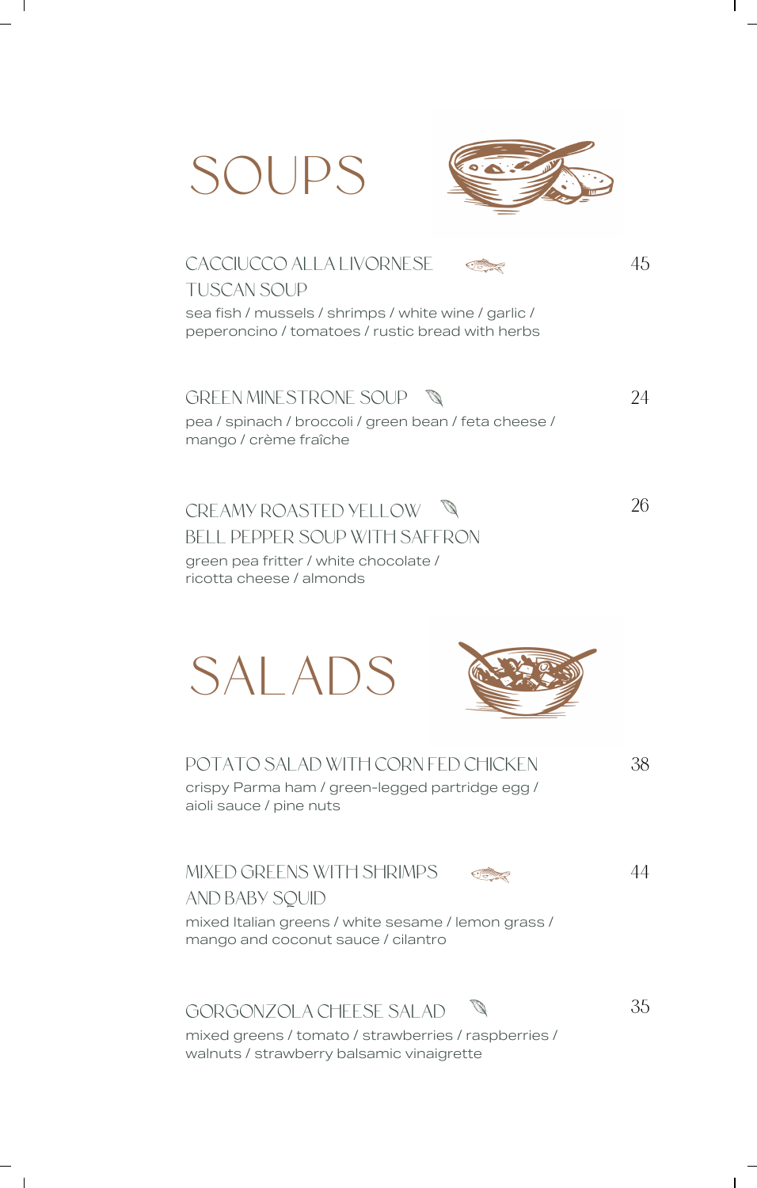# SOUPS

### CACCIUCCO ALLA LIVORNESE TUSCAN SOUP — 45

sea fish / mussels / shrimps / white wine / garlic / peperoncino / tomatoes / rustic bread with herbs

### GREEN MINESTRONE SOUP — 24

pea / spinach / broccoli / green bean / feta cheese / mango / crème fraîche

### CREAMY ROASTED YELLOW BELL PEPPER SOUP WITH SAFFRON — 26

green pea fritter / white chocolate / ricotta cheese / almonds

# SALADS

### POTATO SALAD WITH CORN FED CHICKEN — 38

crispy Parma ham / green-legged partridge egg / aioli sauce / pine nuts

### MIXED GREENS WITH SHRIMPS AND BABY SQUID — 44

mixed Italian greens / white sesame / lemon grass / mango and coconut sauce / cilantro

### GORGONZOLA CHEESE SALAD — 35

mixed greens / tomato / strawberries / raspberries / walnuts / strawberry balsamic vinaigrette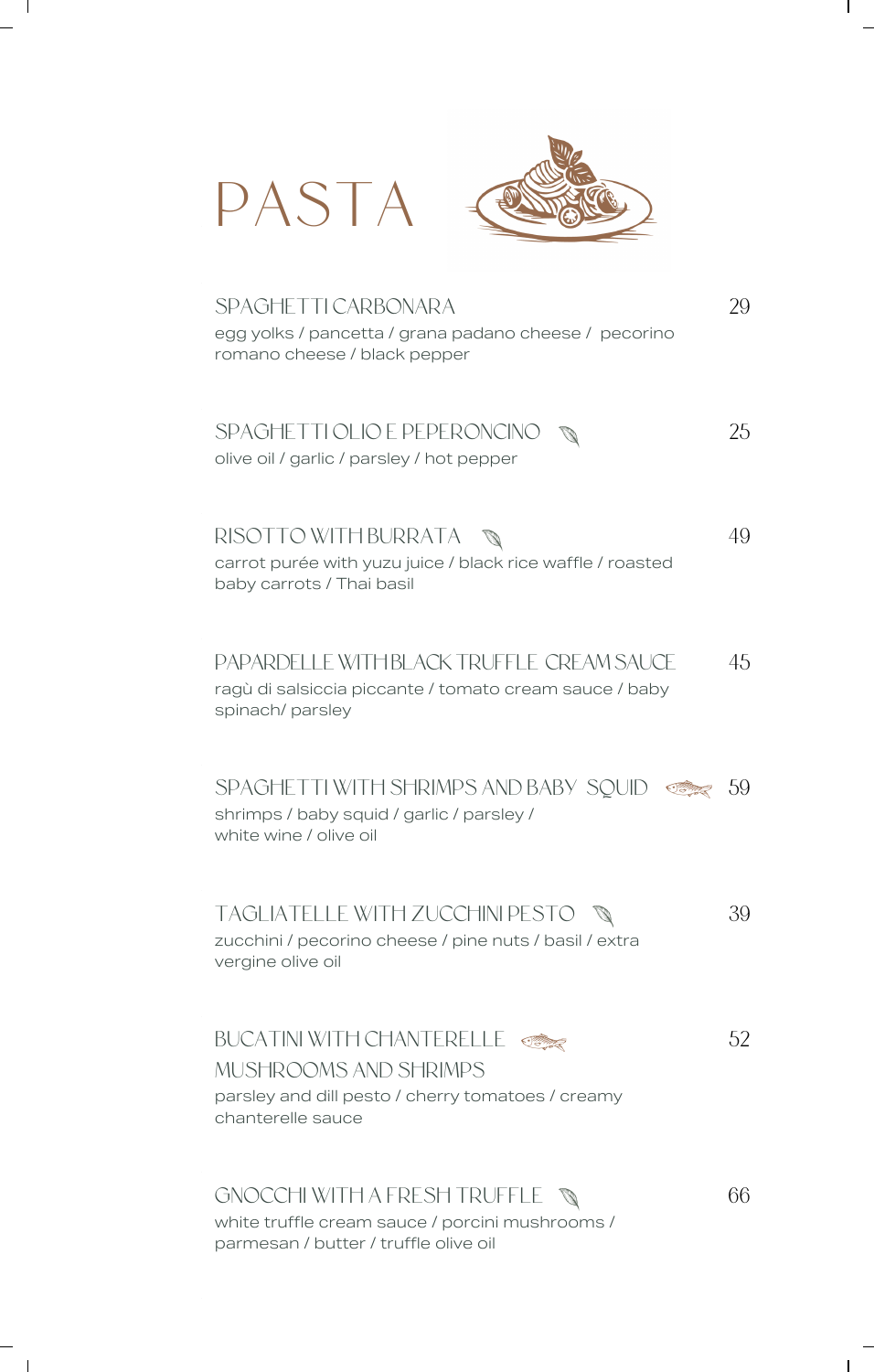# PASTA

## SPAGHETTI CARBONARA — 29

egg yolks / pancetta / grana padano cheese / pecorino romano cheese / black pepper

## SPAGHETTI OLIO E PEPERONCINO — 25

olive oil / garlic / parsley / hot pepper

## RISOTTO WITH BURRATA — 49

carrot purée with yuzu juice / black rice waffle / roasted baby carrots / Thai basil

## PAPARDELLE WITH BLACK TRUFFLE CREAM SAUCE — 45

ragù di salsiccia piccante / tomato cream sauce / baby spinach/ parsley

## SPAGHETTI WITH SHRIMPS AND BABY SQUID — 59

shrimps / baby squid / garlic / parsley / white wine / olive oil

## TAGLIATELLE WITH ZUCCHINI PESTO — 39

zucchini / pecorino cheese / pine nuts / basil / extra vergine olive oil

## BUCATINI WITH CHANTERELLE MUSHROOMS AND SHRIMPS — 52

parsley and dill pesto / cherry tomatoes / creamy chanterelle sauce

## GNOCCHI WITH A FRESH TRUFFLE — 66

white truffle cream sauce / porcini mushrooms / parmesan / butter / truffle olive oil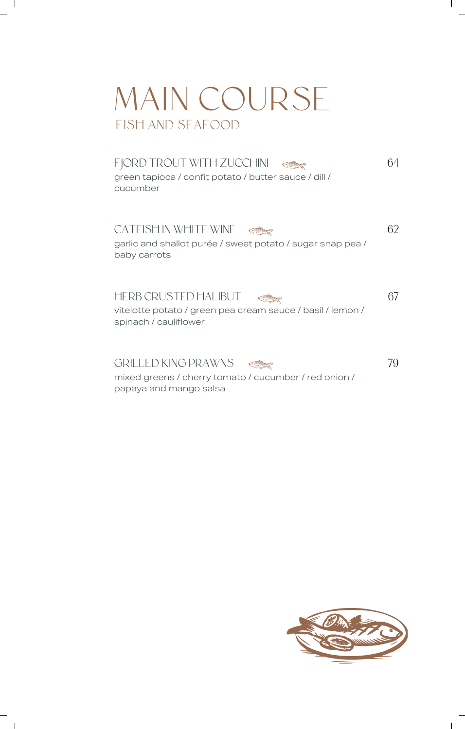# MAIN COURSE

## FISH AND SEAFOOD

### FJORD TROUT WITH ZUCCHINI — 64

green tapioca / confit potato / butter sauce / dill / cucumber

### CATFISH IN WHITE WINE — 62

garlic and shallot purée / sweet potato / sugar snap pea / baby carrots

### HERB CRUSTED HALIBUT — 67

vitelotte potato / green pea cream sauce / basil / lemon / spinach / cauliflower

### GRILLED KING PRAWNS — 79

mixed greens / cherry tomato / cucumber / red onion / papaya and mango salsa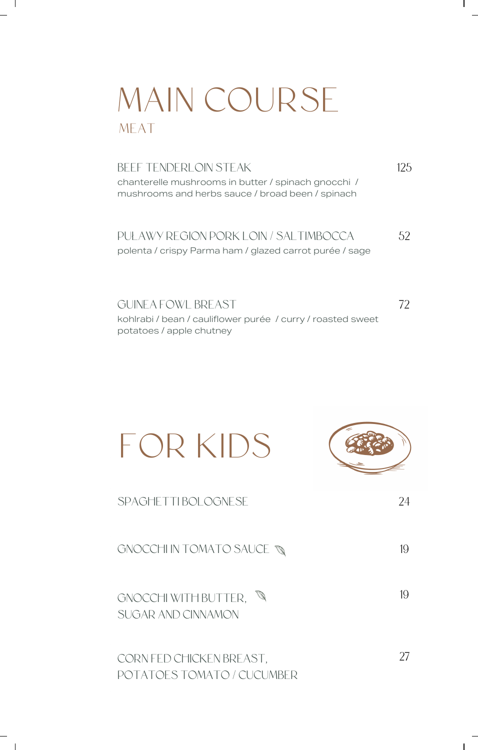# MAIN COURSE

## MEAT

**BEEF TENDERLOIN STEAK** — 125

chanterelle mushrooms in butter / spinach gnocchi / mushrooms and herbs sauce / broad been / spinach

**PUŁAWY REGION PORK LOIN / SALTIMBOCCA** — 52

polenta / crispy Parma ham / glazed carrot purée / sage

**GUINEA FOWL BREAST** — 72

kohlrabi / bean / cauliflower purée / curry / roasted sweet potatoes / apple chutney

# FOR KIDS

**SPAGHETTI BOLOGNESE** — 24

**GNOCCHI IN TOMATO SAUCE** — 19

**GNOCCHI WITH BUTTER, SUGAR AND CINNAMON** — 19

**CORN FED CHICKEN BREAST, POTATOES TOMATO / CUCUMBER** — 27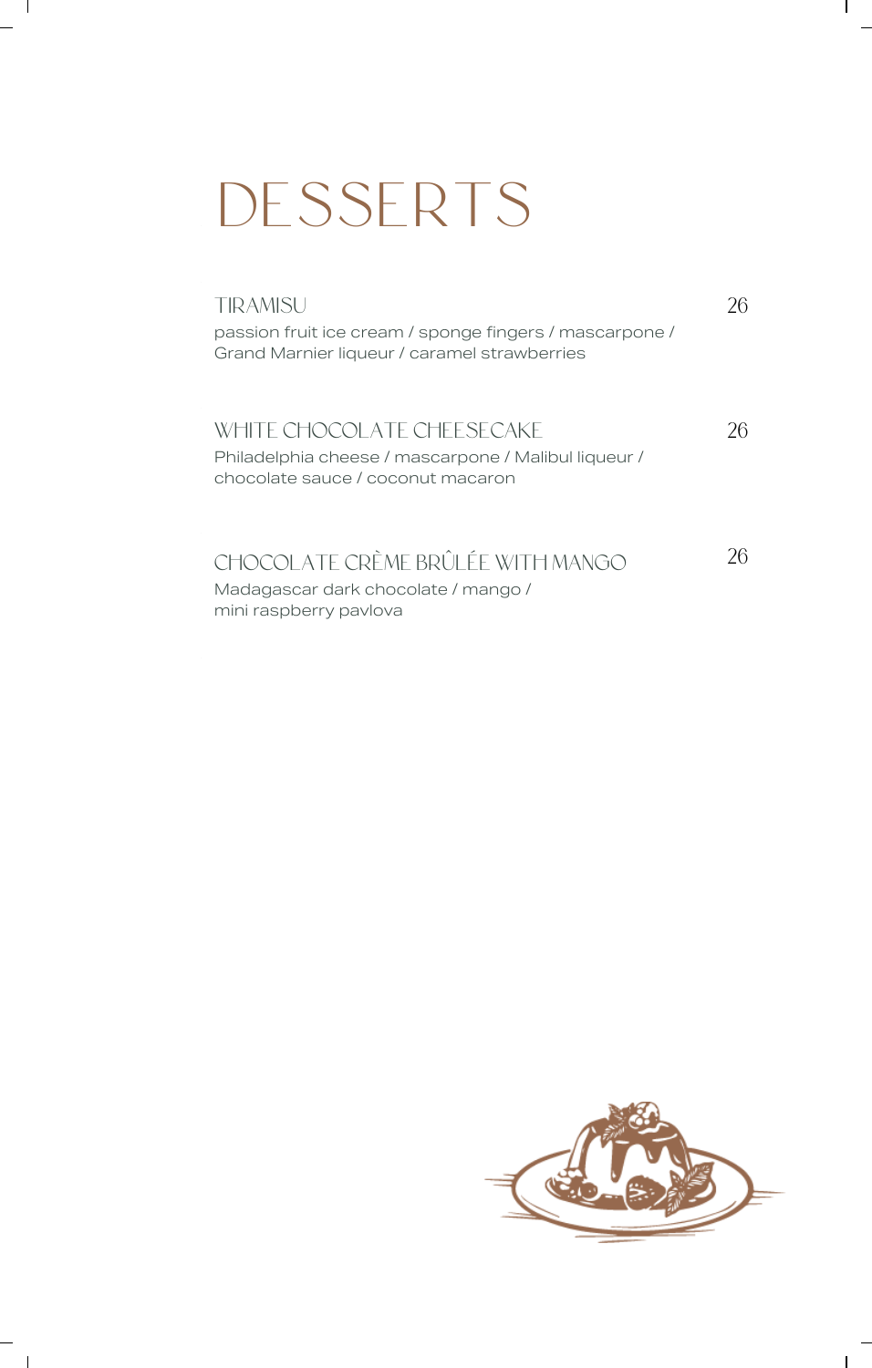# DESSERTS

### TIRAMISU — 26

passion fruit ice cream / sponge fingers / mascarpone / Grand Marnier liqueur / caramel strawberries

### WHITE CHOCOLATE CHEESECAKE — 26

Philadelphia cheese / mascarpone / Malibul liqueur / chocolate sauce / coconut macaron

### CHOCOLATE CRÈME BRÛLÉE WITH MANGO — 26

Madagascar dark chocolate / mango / mini raspberry pavlova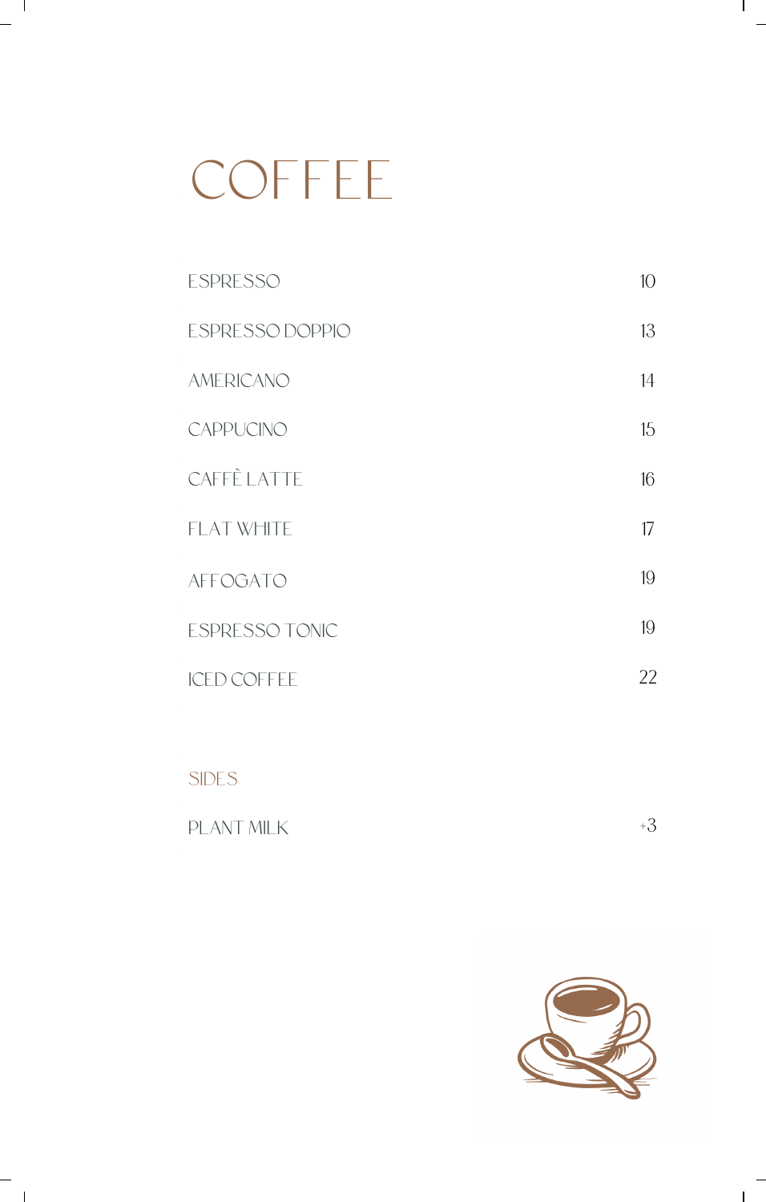# COFFEE

| | |
|---|---|
| ESPRESSO | 10 |
| ESPRESSO DOPPIO | 13 |
| AMERICANO | 14 |
| CAPPUCINO | 15 |
| CAFFÈ LATTE | 16 |
| FLAT WHITE | 17 |
| AFFOGATO | 19 |
| ESPRESSO TONIC | 19 |
| ICED COFFEE | 22 |

## SIDES

| | |
|---|---|
| PLANT MILK | +3 |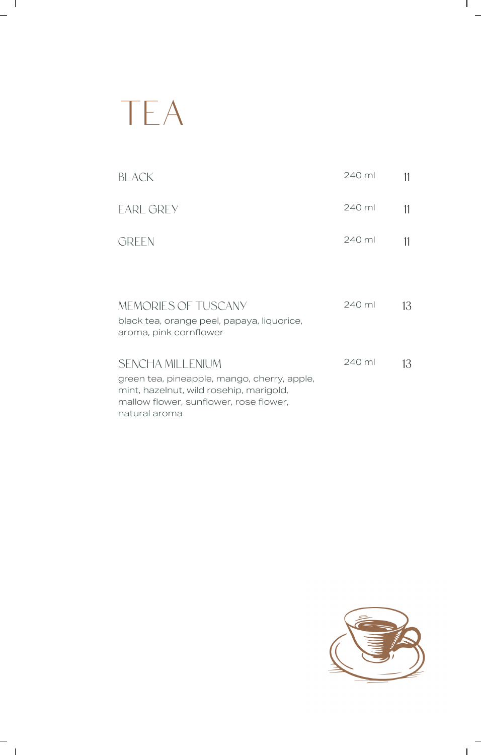# TEA

| | | |
|---|---|---|
| BLACK | 240 ml | 11 |
| EARL GREY | 240 ml | 11 |
| GREEN | 240 ml | 11 |

| | | |
|---|---|---|
| MEMORIES OF TUSCANY<br>black tea, orange peel, papaya, liquorice, aroma, pink cornflower | 240 ml | 13 |
| SENCHA MILLENIUM<br>green tea, pineapple, mango, cherry, apple, mint, hazelnut, wild rosehip, marigold, mallow flower, sunflower, rose flower, natural aroma | 240 ml | 13 |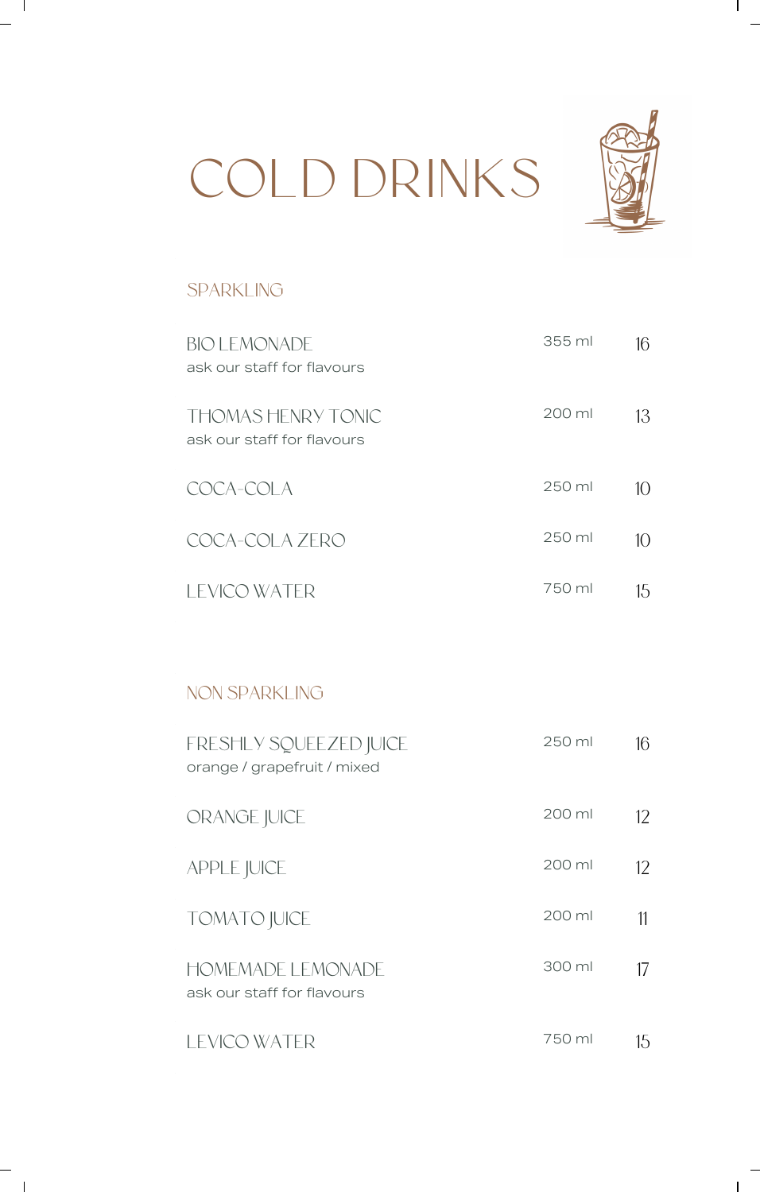# COLD DRINKS

## SPARKLING

| | | |
|---|---|---|
| BIO LEMONADE<br>ask our staff for flavours | 355 ml | 16 |
| THOMAS HENRY TONIC<br>ask our staff for flavours | 200 ml | 13 |
| COCA-COLA | 250 ml | 10 |
| COCA-COLA ZERO | 250 ml | 10 |
| LEVICO WATER | 750 ml | 15 |

## NON SPARKLING

| | | |
|---|---|---|
| FRESHLY SQUEEZED JUICE<br>orange / grapefruit / mixed | 250 ml | 16 |
| ORANGE JUICE | 200 ml | 12 |
| APPLE JUICE | 200 ml | 12 |
| TOMATO JUICE | 200 ml | 11 |
| HOMEMADE LEMONADE<br>ask our staff for flavours | 300 ml | 17 |
| LEVICO WATER | 750 ml | 15 |